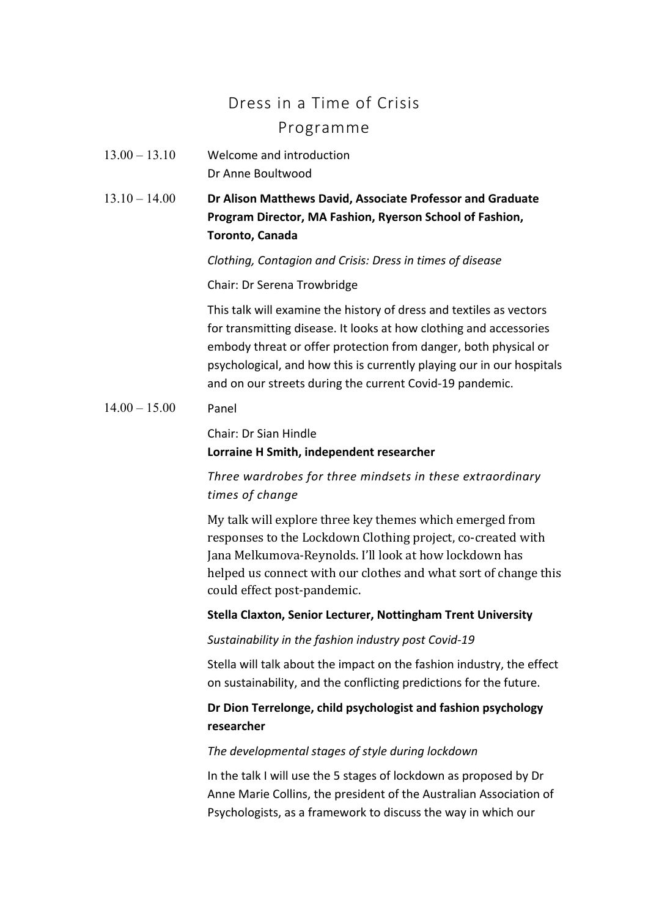# Dress in a Time of Crisis

## Programme

**13.00 – 13.10** Welcome and introduction
Dr Anne Boultwood

**13.10 – 14.00** **Dr Alison Matthews David, Associate Professor and Graduate Program Director, MA Fashion, Ryerson School of Fashion, Toronto, Canada**

*Clothing, Contagion and Crisis: Dress in times of disease*

Chair: Dr Serena Trowbridge

This talk will examine the history of dress and textiles as vectors for transmitting disease. It looks at how clothing and accessories embody threat or offer protection from danger, both physical or psychological, and how this is currently playing our in our hospitals and on our streets during the current Covid-19 pandemic.

**14.00 – 15.00** Panel

Chair: Dr Sian Hindle

**Lorraine H Smith, independent researcher**

*Three wardrobes for three mindsets in these extraordinary times of change*

My talk will explore three key themes which emerged from responses to the Lockdown Clothing project, co-created with Jana Melkumova-Reynolds. I'll look at how lockdown has helped us connect with our clothes and what sort of change this could effect post-pandemic.

**Stella Claxton, Senior Lecturer, Nottingham Trent University**

*Sustainability in the fashion industry post Covid-19*

Stella will talk about the impact on the fashion industry, the effect on sustainability, and the conflicting predictions for the future.

**Dr Dion Terrelonge, child psychologist and fashion psychology researcher**

*The developmental stages of style during lockdown*

In the talk I will use the 5 stages of lockdown as proposed by Dr Anne Marie Collins, the president of the Australian Association of Psychologists, as a framework to discuss the way in which our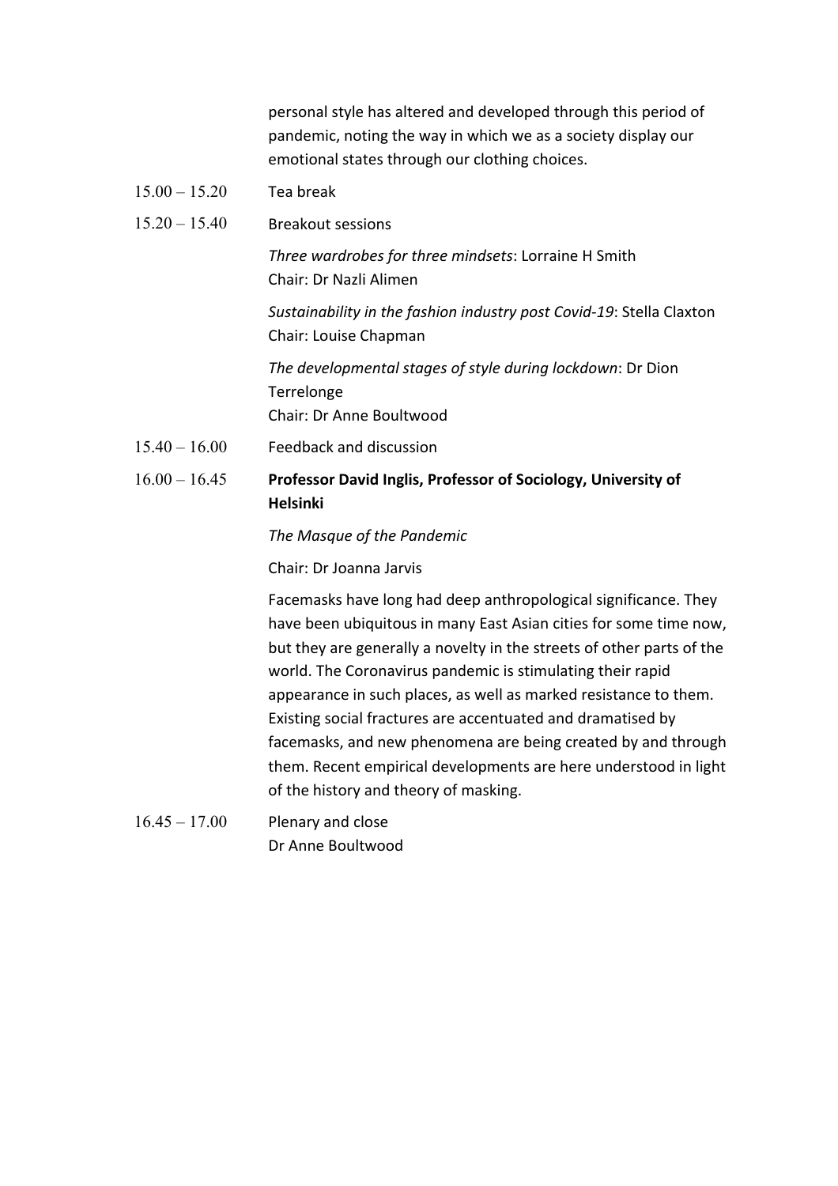personal style has altered and developed through this period of pandemic, noting the way in which we as a society display our emotional states through our clothing choices.

15.00 – 15.20 Tea break

15.20 – 15.40 Breakout sessions

*Three wardrobes for three mindsets*: Lorraine H Smith
Chair: Dr Nazli Alimen

*Sustainability in the fashion industry post Covid-19*: Stella Claxton
Chair: Louise Chapman

*The developmental stages of style during lockdown*: Dr Dion Terrelonge
Chair: Dr Anne Boultwood

15.40 – 16.00 Feedback and discussion

16.00 – 16.45 **Professor David Inglis, Professor of Sociology, University of Helsinki**

*The Masque of the Pandemic*

Chair: Dr Joanna Jarvis

Facemasks have long had deep anthropological significance. They have been ubiquitous in many East Asian cities for some time now, but they are generally a novelty in the streets of other parts of the world. The Coronavirus pandemic is stimulating their rapid appearance in such places, as well as marked resistance to them. Existing social fractures are accentuated and dramatised by facemasks, and new phenomena are being created by and through them. Recent empirical developments are here understood in light of the history and theory of masking.

16.45 – 17.00 Plenary and close
Dr Anne Boultwood